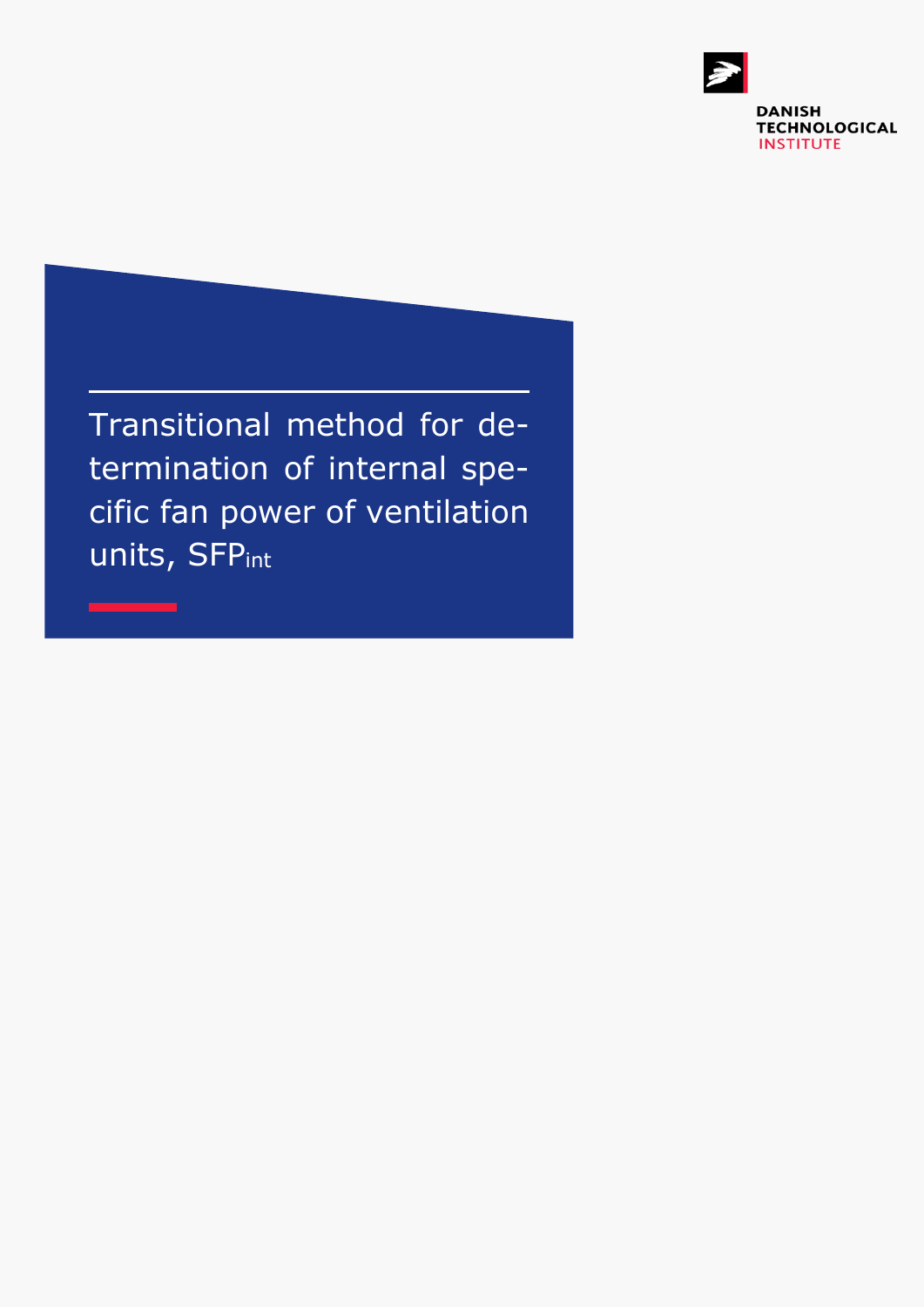DANISH TECHNOLOGICAL INSTITUTE

# Transitional method for determination of internal specific fan power of ventilation units, $SFP_{int}$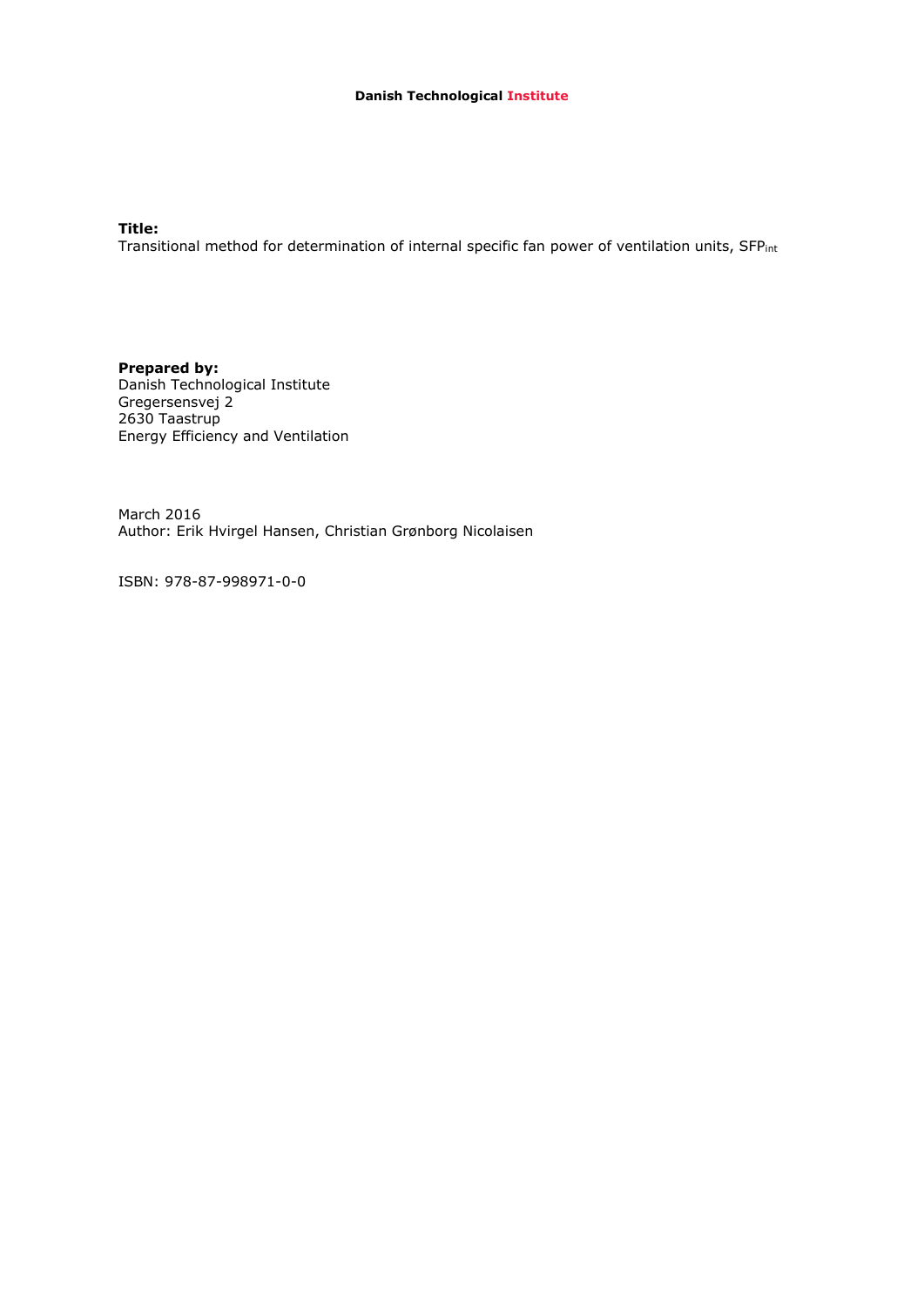**Danish Technological Institute**

**Title:**
Transitional method for determination of internal specific fan power of ventilation units, $SFP_{int}$

**Prepared by:**
Danish Technological Institute
Gregersensvej 2
2630 Taastrup
Energy Efficiency and Ventilation

March 2016
Author: Erik Hvirgel Hansen, Christian Grønborg Nicolaisen

ISBN: 978-87-998971-0-0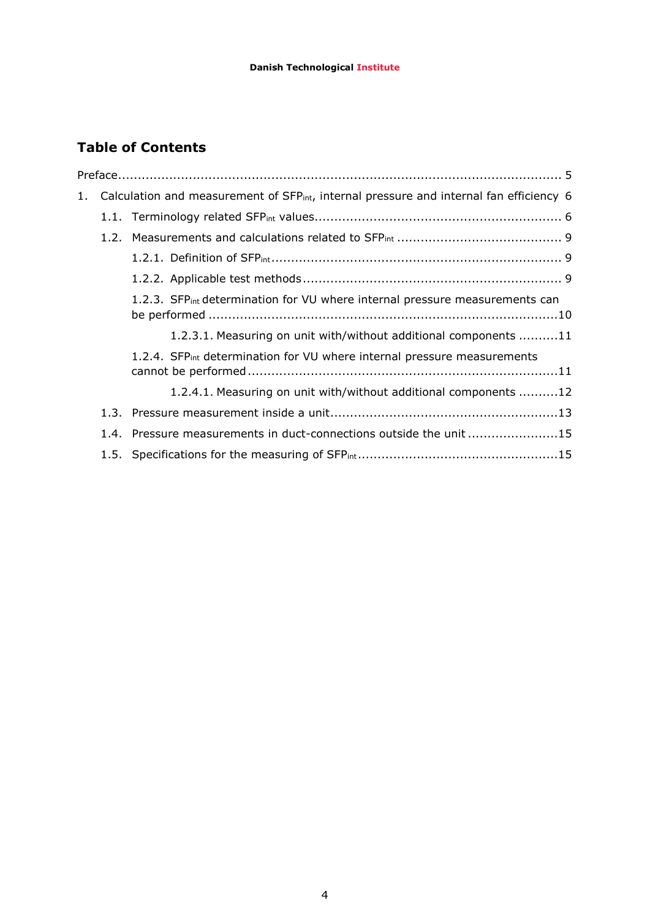## Table of Contents

Preface ................................................................................................................ 5

1. Calculation and measurement of $SFP_{int}$, internal pressure and internal fan efficiency 6
   - 1.1. Terminology related $SFP_{int}$ values ........................................................... 6
   - 1.2. Measurements and calculations related to $SFP_{int}$ ......................................... 9
     - 1.2.1. Definition of $SFP_{int}$ ........................................................................ 9
     - 1.2.2. Applicable test methods ................................................................ 9
     - 1.2.3. $SFP_{int}$ determination for VU where internal pressure measurements can be performed ........................................................................................ 10
       - 1.2.3.1. Measuring on unit with/without additional components .......... 11
     - 1.2.4. $SFP_{int}$ determination for VU where internal pressure measurements cannot be performed ............................................................................ 11
       - 1.2.4.1. Measuring on unit with/without additional components .......... 12
   - 1.3. Pressure measurement inside a unit ........................................................ 13
   - 1.4. Pressure measurements in duct-connections outside the unit ...................... 15
   - 1.5. Specifications for the measuring of $SFP_{int}$ ................................................. 15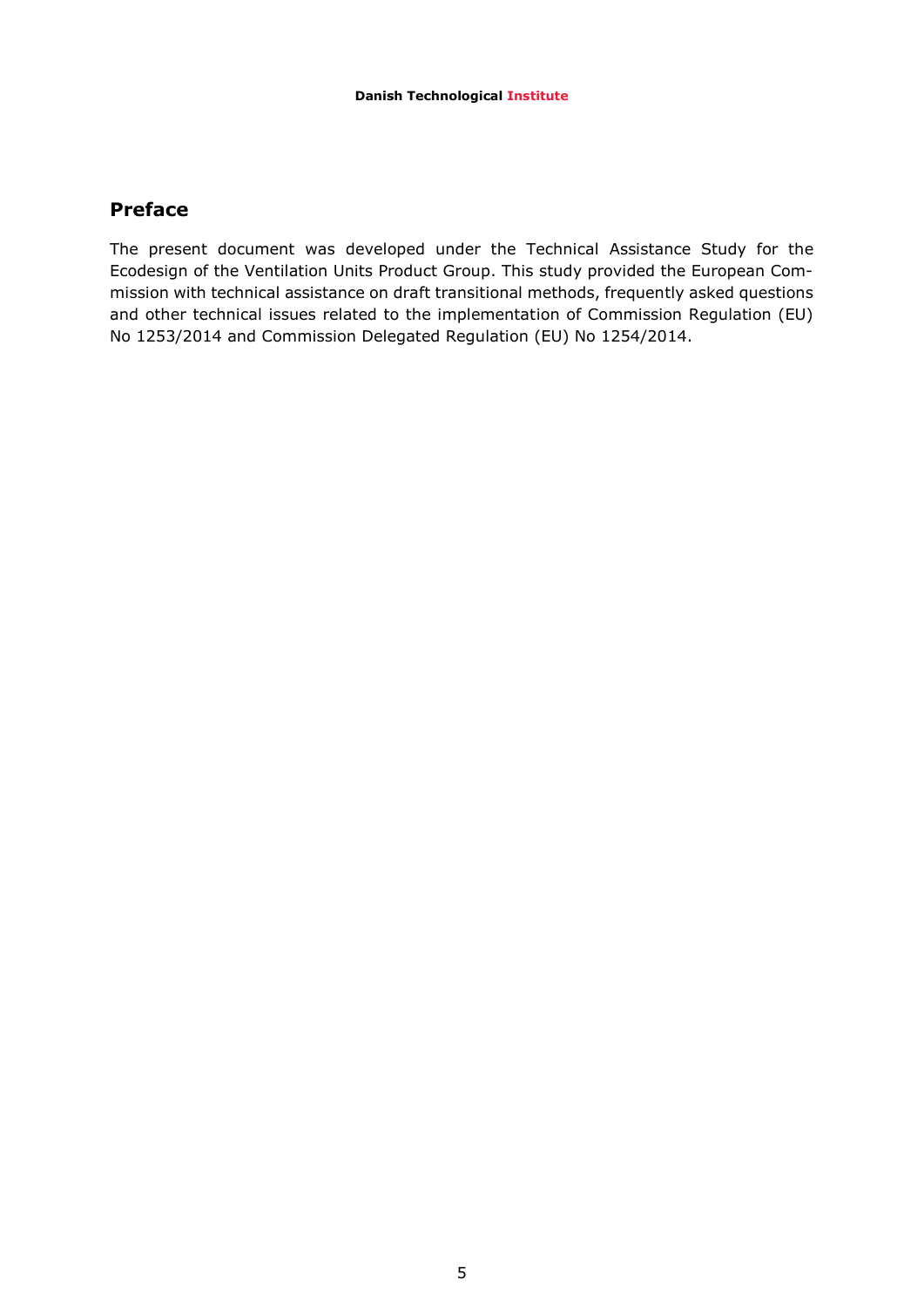## Preface

The present document was developed under the Technical Assistance Study for the Ecodesign of the Ventilation Units Product Group. This study provided the European Commission with technical assistance on draft transitional methods, frequently asked questions and other technical issues related to the implementation of Commission Regulation (EU) No 1253/2014 and Commission Delegated Regulation (EU) No 1254/2014.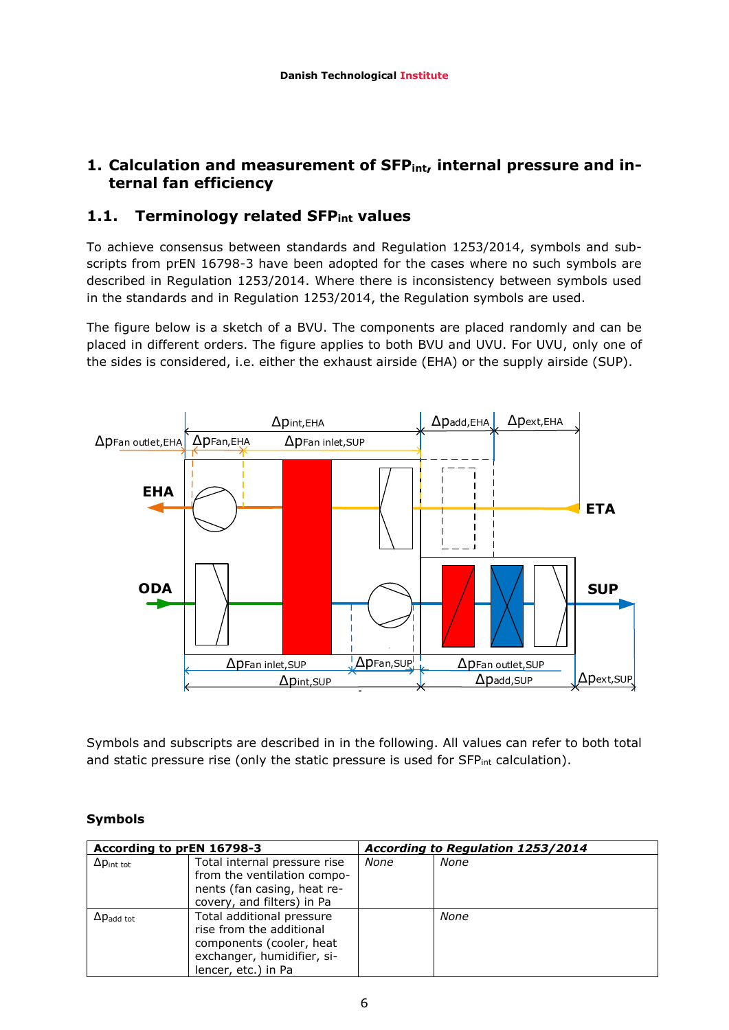# 1. Calculation and measurement of $SFP_{int}$, internal pressure and internal fan efficiency

## 1.1. Terminology related $SFP_{int}$ values

To achieve consensus between standards and Regulation 1253/2014, symbols and subscripts from prEN 16798-3 have been adopted for the cases where no such symbols are described in Regulation 1253/2014. Where there is inconsistency between symbols used in the standards and in Regulation 1253/2014, the Regulation symbols are used.

The figure below is a sketch of a BVU. The components are placed randomly and can be placed in different orders. The figure applies to both BVU and UVU. For UVU, only one of the sides is considered, i.e. either the exhaust airside (EHA) or the supply airside (SUP).

Symbols and subscripts are described in in the following. All values can refer to both total and static pressure rise (only the static pressure is used for $SFP_{int}$ calculation).

**Symbols**

| According to prEN 16798-3 | | *According to Regulation 1253/2014* | |
|---|---|---|---|
| $\Delta p_{int\ tot}$ | Total internal pressure rise from the ventilation components (fan casing, heat recovery, and filters) in Pa | *None* | *None* |
| $\Delta p_{add\ tot}$ | Total additional pressure rise from the additional components (cooler, heat exchanger, humidifier, silencer, etc.) in Pa | | *None* |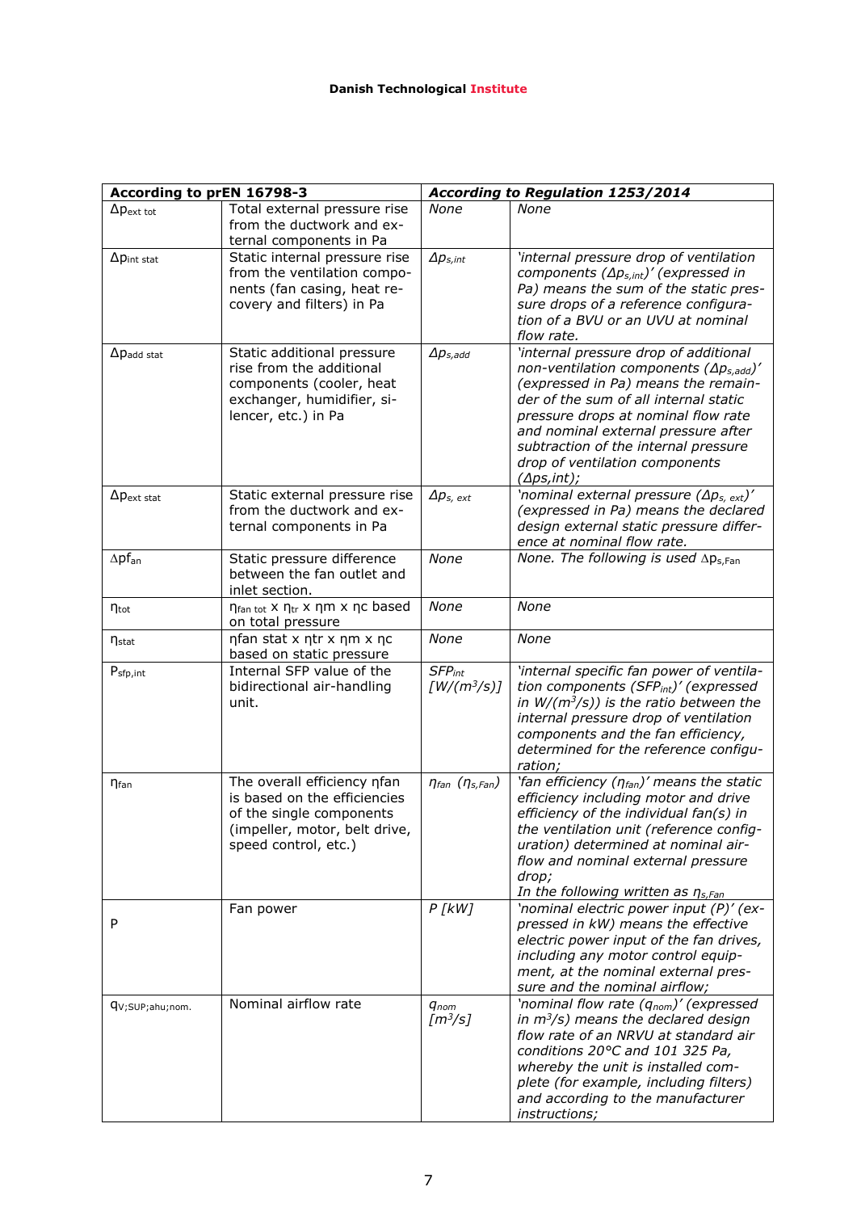| According to prEN 16798-3 | | According to Regulation 1253/2014 | |
|---|---|---|---|
| $\Delta p_{ext\ tot}$ | Total external pressure rise from the ductwork and external components in Pa | *None* | *None* |
| $\Delta p_{int\ stat}$ | Static internal pressure rise from the ventilation components (fan casing, heat recovery and filters) in Pa | $\Delta p_{s,int}$ | *'internal pressure drop of ventilation components ($\Delta p_{s,int}$)' (expressed in Pa) means the sum of the static pressure drops of a reference configuration of a BVU or an UVU at nominal flow rate.* |
| $\Delta p_{add\ stat}$ | Static additional pressure rise from the additional components (cooler, heat exchanger, humidifier, silencer, etc.) in Pa | $\Delta p_{s,add}$ | *'internal pressure drop of additional non-ventilation components ($\Delta p_{s,add}$)' (expressed in Pa) means the remainder of the sum of all internal static pressure drops at nominal flow rate and nominal external pressure after subtraction of the internal pressure drop of ventilation components ($\Delta ps,int$);* |
| $\Delta p_{ext\ stat}$ | Static external pressure rise from the ductwork and external components in Pa | $\Delta p_{s,\ ext}$ | *'nominal external pressure ($\Delta p_{s,\ ext}$)' (expressed in Pa) means the declared design external static pressure difference at nominal flow rate.* |
| $\Delta pf_{an}$ | Static pressure difference between the fan outlet and inlet section. | *None* | *None. The following is used* $\Delta p_{s,Fan}$ |
| $\eta_{tot}$ | $\eta_{fan\ tot}$ x $\eta_{tr}$ x $\eta m$ x $\eta c$ based on total pressure | *None* | *None* |
| $\eta_{stat}$ | $\eta fan\ stat$ x $\eta tr$ x $\eta m$ x $\eta c$ based on static pressure | *None* | *None* |
| $P_{sfp,int}$ | Internal SFP value of the bidirectional air-handling unit. | $SFP_{int}$ $[W/(m^3/s)]$ | *'internal specific fan power of ventilation components ($SFP_{int}$)' (expressed in $W/(m^3/s)$) is the ratio between the internal pressure drop of ventilation components and the fan efficiency, determined for the reference configuration;* |
| $\eta_{fan}$ | The overall efficiency $\eta fan$ is based on the efficiencies of the single components (impeller, motor, belt drive, speed control, etc.) | $\eta_{fan}$ ($\eta_{s,Fan}$) | *'fan efficiency ($\eta_{fan}$)' means the static efficiency including motor and drive efficiency of the individual fan(s) in the ventilation unit (reference configuration) determined at nominal airflow and nominal external pressure drop;* <br> *In the following written as $\eta_{s,Fan}$* |
| P | Fan power | $P$ [kW] | *'nominal electric power input (P)' (expressed in kW) means the effective electric power input of the fan drives, including any motor control equipment, at the nominal external pressure and the nominal airflow;* |
| $q_{V;SUP;ahu;nom.}$ | Nominal airflow rate | $q_{nom}$ $[m^3/s]$ | *'nominal flow rate ($q_{nom}$)' (expressed in $m^3/s$) means the declared design flow rate of an NRVU at standard air conditions 20°C and 101 325 Pa, whereby the unit is installed complete (for example, including filters) and according to the manufacturer instructions;* |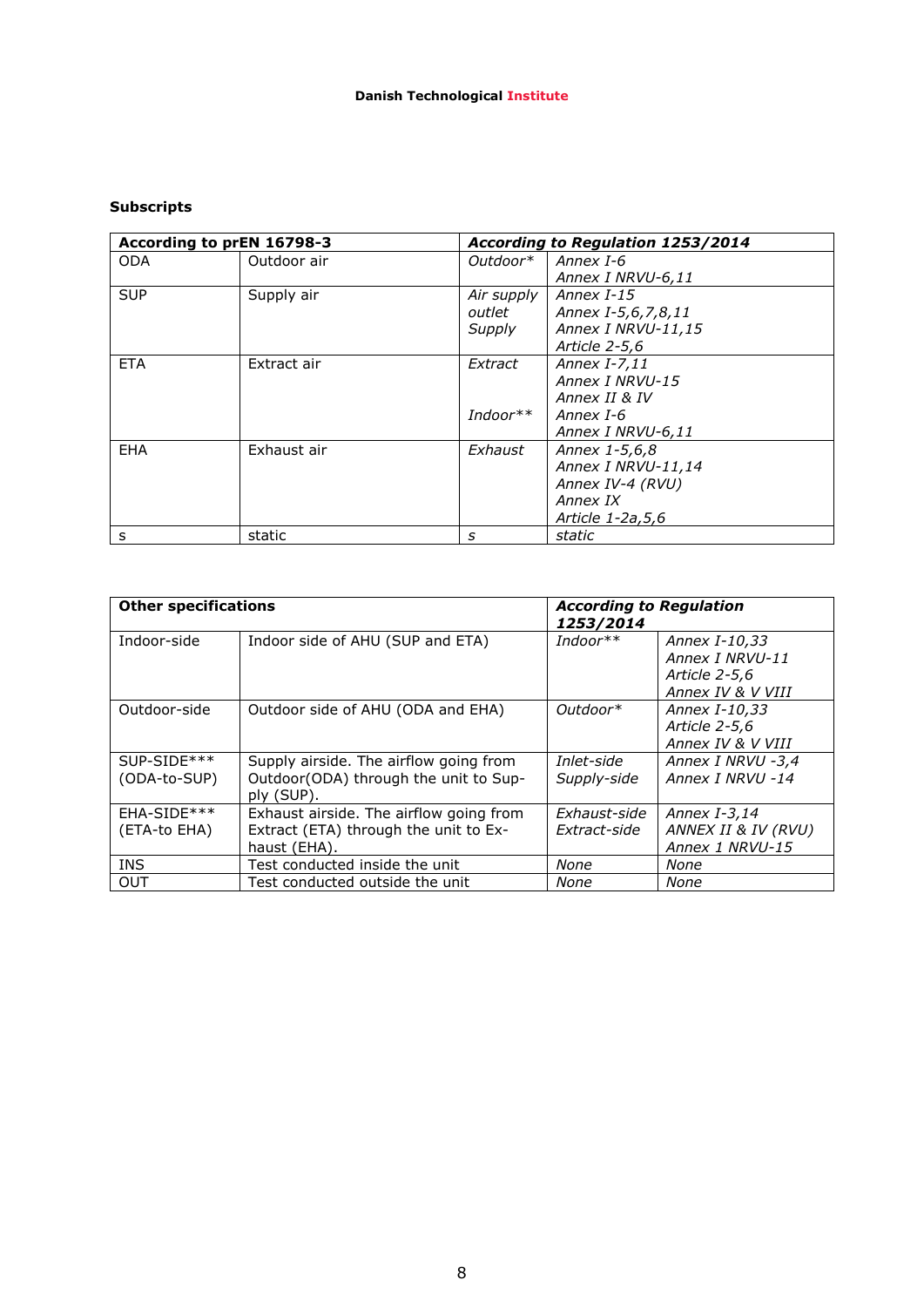**Subscripts**

| According to prEN 16798-3 | | *According to Regulation 1253/2014* | |
|---|---|---|---|
| ODA | Outdoor air | *Outdoor** | *Annex I-6*<br>*Annex I NRVU-6,11* |
| SUP | Supply air | *Air supply outlet*<br>*Supply* | *Annex I-15*<br>*Annex I-5,6,7,8,11*<br>*Annex I NRVU-11,15*<br>*Article 2-5,6* |
| ETA | Extract air | *Extract*<br><br>*Indoor*** | *Annex I-7,11*<br>*Annex I NRVU-15*<br>*Annex II & IV*<br>*Annex I-6*<br>*Annex I NRVU-6,11* |
| EHA | Exhaust air | *Exhaust* | *Annex 1-5,6,8*<br>*Annex I NRVU-11,14*<br>*Annex IV-4 (RVU)*<br>*Annex IX*<br>*Article 1-2a,5,6* |
| s | static | *s* | *static* |

| Other specifications | | *According to Regulation 1253/2014* | |
|---|---|---|---|
| Indoor-side | Indoor side of AHU (SUP and ETA) | *Indoor*** | *Annex I-10,33*<br>*Annex I NRVU-11*<br>*Article 2-5,6*<br>*Annex IV & V VIII* |
| Outdoor-side | Outdoor side of AHU (ODA and EHA) | *Outdoor** | *Annex I-10,33*<br>*Article 2-5,6*<br>*Annex IV & V VIII* |
| SUP-SIDE***<br>(ODA-to-SUP) | Supply airside. The airflow going from Outdoor(ODA) through the unit to Supply (SUP). | *Inlet-side*<br>*Supply-side* | *Annex I NRVU -3,4*<br>*Annex I NRVU -14* |
| EHA-SIDE***<br>(ETA-to EHA) | Exhaust airside. The airflow going from Extract (ETA) through the unit to Exhaust (EHA). | *Exhaust-side*<br>*Extract-side* | *Annex I-3,14*<br>*ANNEX II & IV (RVU)*<br>*Annex 1 NRVU-15* |
| INS | Test conducted inside the unit | *None* | *None* |
| OUT | Test conducted outside the unit | *None* | *None* |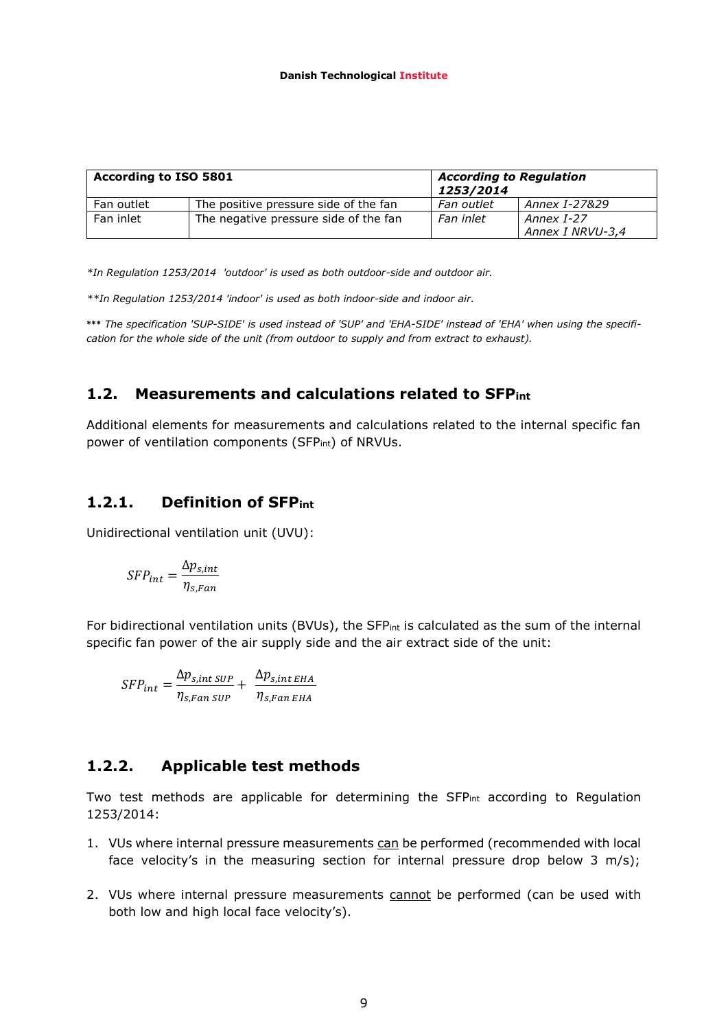| According to ISO 5801 | | *According to Regulation 1253/2014* | |
|---|---|---|---|
| Fan outlet | The positive pressure side of the fan | *Fan outlet* | *Annex I-27&29* |
| Fan inlet | The negative pressure side of the fan | *Fan inlet* | *Annex I-27* *Annex I NRVU-3,4* |

**In Regulation 1253/2014 'outdoor' is used as both outdoor-side and outdoor air.*

***In Regulation 1253/2014 'indoor' is used as both indoor-side and indoor air.*

**\*\*\*** *The specification 'SUP-SIDE' is used instead of 'SUP' and 'EHA-SIDE' instead of 'EHA' when using the specification for the whole side of the unit (from outdoor to supply and from extract to exhaust).*

## 1.2. Measurements and calculations related to $SFP_{int}$

Additional elements for measurements and calculations related to the internal specific fan power of ventilation components ($SFP_{int}$) of NRVUs.

### 1.2.1. Definition of $SFP_{int}$

Unidirectional ventilation unit (UVU):

$$SFP_{int} = \frac{\Delta p_{s,int}}{\eta_{s,Fan}}$$

For bidirectional ventilation units (BVUs), the $SFP_{int}$ is calculated as the sum of the internal specific fan power of the air supply side and the air extract side of the unit:

$$SFP_{int} = \frac{\Delta p_{s,int\ SUP}}{\eta_{s,Fan\ SUP}} + \frac{\Delta p_{s,int\ EHA}}{\eta_{s,Fan\ EHA}}$$

### 1.2.2. Applicable test methods

Two test methods are applicable for determining the $SFP_{int}$ according to Regulation 1253/2014:

1. VUs where internal pressure measurements can be performed (recommended with local face velocity's in the measuring section for internal pressure drop below 3 m/s);
2. VUs where internal pressure measurements cannot be performed (can be used with both low and high local face velocity's).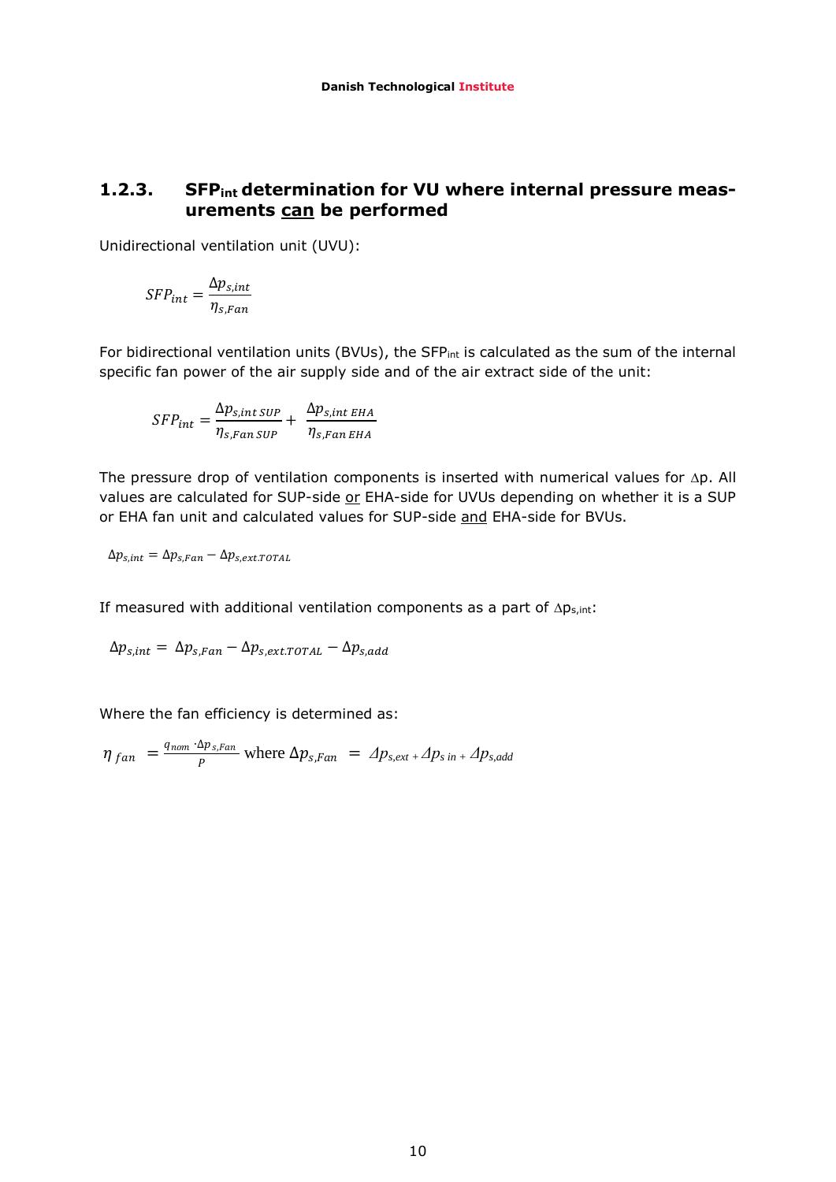### 1.2.3. SFP$_{int}$ determination for VU where internal pressure measurements can be performed

Unidirectional ventilation unit (UVU):

$$SFP_{int} = \frac{\Delta p_{s,int}}{\eta_{s,Fan}}$$

For bidirectional ventilation units (BVUs), the SFP$_{int}$ is calculated as the sum of the internal specific fan power of the air supply side and of the air extract side of the unit:

$$SFP_{int} = \frac{\Delta p_{s,int\,SUP}}{\eta_{s,Fan\,SUP}} + \frac{\Delta p_{s,int\,EHA}}{\eta_{s,Fan\,EHA}}$$

The pressure drop of ventilation components is inserted with numerical values for $\Delta p$. All values are calculated for SUP-side or EHA-side for UVUs depending on whether it is a SUP or EHA fan unit and calculated values for SUP-side and EHA-side for BVUs.

$$\Delta p_{s,int} = \Delta p_{s,Fan} - \Delta p_{s,ext.TOTAL}$$

If measured with additional ventilation components as a part of $\Delta p_{s,int}$:

$$\Delta p_{s,int} = \Delta p_{s,Fan} - \Delta p_{s,ext.TOTAL} - \Delta p_{s,add}$$

Where the fan efficiency is determined as:

$$\eta_{fan} = \frac{q_{nom} \cdot \Delta p_{s,Fan}}{P} \text{ where } \Delta p_{s,Fan} = \Delta p_{s,ext} + \Delta p_{s\,in} + \Delta p_{s,add}$$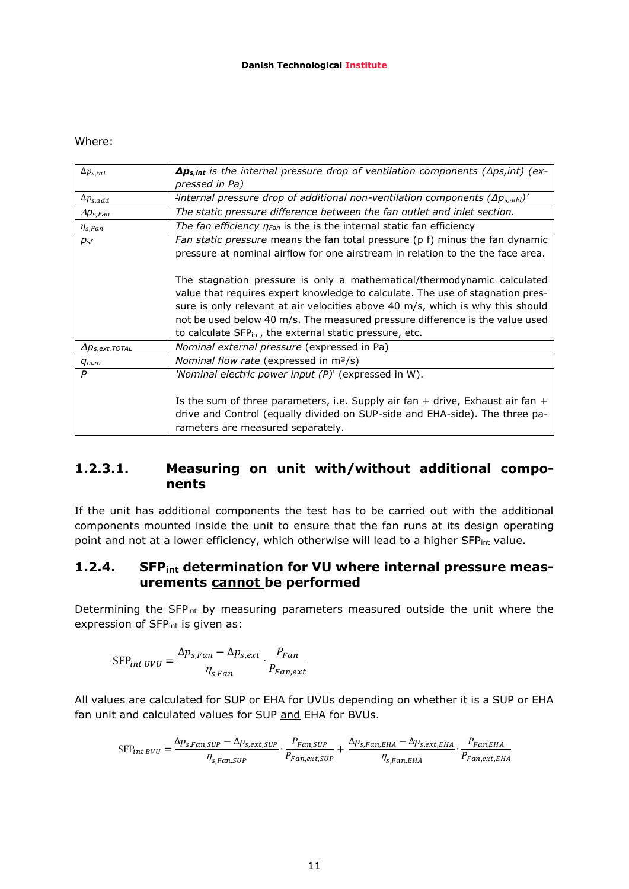Where:

| | |
|---|---|
| $\Delta p_{s,int}$ | ***$\Delta p_{s,int}$*** *is the internal pressure drop of ventilation components (Δps,int) (expressed in Pa)* |
| $\Delta p_{s,add}$ | *'internal pressure drop of additional non-ventilation components ($\Delta p_{s,add}$)'* |
| $\Delta p_{s,Fan}$ | *The static pressure difference between the fan outlet and inlet section.* |
| $\eta_{s,Fan}$ | *The fan efficiency $\eta_{Fan}$* is the is the internal static fan efficiency |
| $p_{sf}$ | *Fan static pressure* means the fan total pressure (p f) minus the fan dynamic pressure at nominal airflow for one airstream in relation to the the face area.<br><br>The stagnation pressure is only a mathematical/thermodynamic calculated value that requires expert knowledge to calculate. The use of stagnation pressure is only relevant at air velocities above 40 m/s, which is why this should not be used below 40 m/s. The measured pressure difference is the value used to calculate $SFP_{int}$, the external static pressure, etc. |
| $\Delta p_{s,ext.TOTAL}$ | *Nominal external pressure* (expressed in Pa) |
| $q_{nom}$ | *Nominal flow rate* (expressed in m³/s) |
| $P$ | *'Nominal electric power input (P)'* (expressed in W).<br><br>Is the sum of three parameters, i.e. Supply air fan + drive, Exhaust air fan + drive and Control (equally divided on SUP-side and EHA-side). The three parameters are measured separately. |

### 1.2.3.1. Measuring on unit with/without additional components

If the unit has additional components the test has to be carried out with the additional components mounted inside the unit to ensure that the fan runs at its design operating point and not at a lower efficiency, which otherwise will lead to a higher $SFP_{int}$ value.

## 1.2.4. $SFP_{int}$ determination for VU where internal pressure measurements cannot be performed

Determining the $SFP_{int}$ by measuring parameters measured outside the unit where the expression of $SFP_{int}$ is given as:

$$\mathrm{SFP}_{int\ UVU} = \frac{\Delta p_{s,Fan} - \Delta p_{s,ext}}{\eta_{s,Fan}} \cdot \frac{P_{Fan}}{P_{Fan,ext}}$$

All values are calculated for SUP or EHA for UVUs depending on whether it is a SUP or EHA fan unit and calculated values for SUP and EHA for BVUs.

$$\mathrm{SFP}_{int\ BVU} = \frac{\Delta p_{s,Fan,SUP} - \Delta p_{s,ext,SUP}}{\eta_{s,Fan,SUP}} \cdot \frac{P_{Fan,SUP}}{P_{Fan,ext,SUP}} + \frac{\Delta p_{s,Fan,EHA} - \Delta p_{s,ext,EHA}}{\eta_{s,Fan,EHA}} \cdot \frac{P_{Fan,EHA}}{P_{Fan,ext,EHA}}$$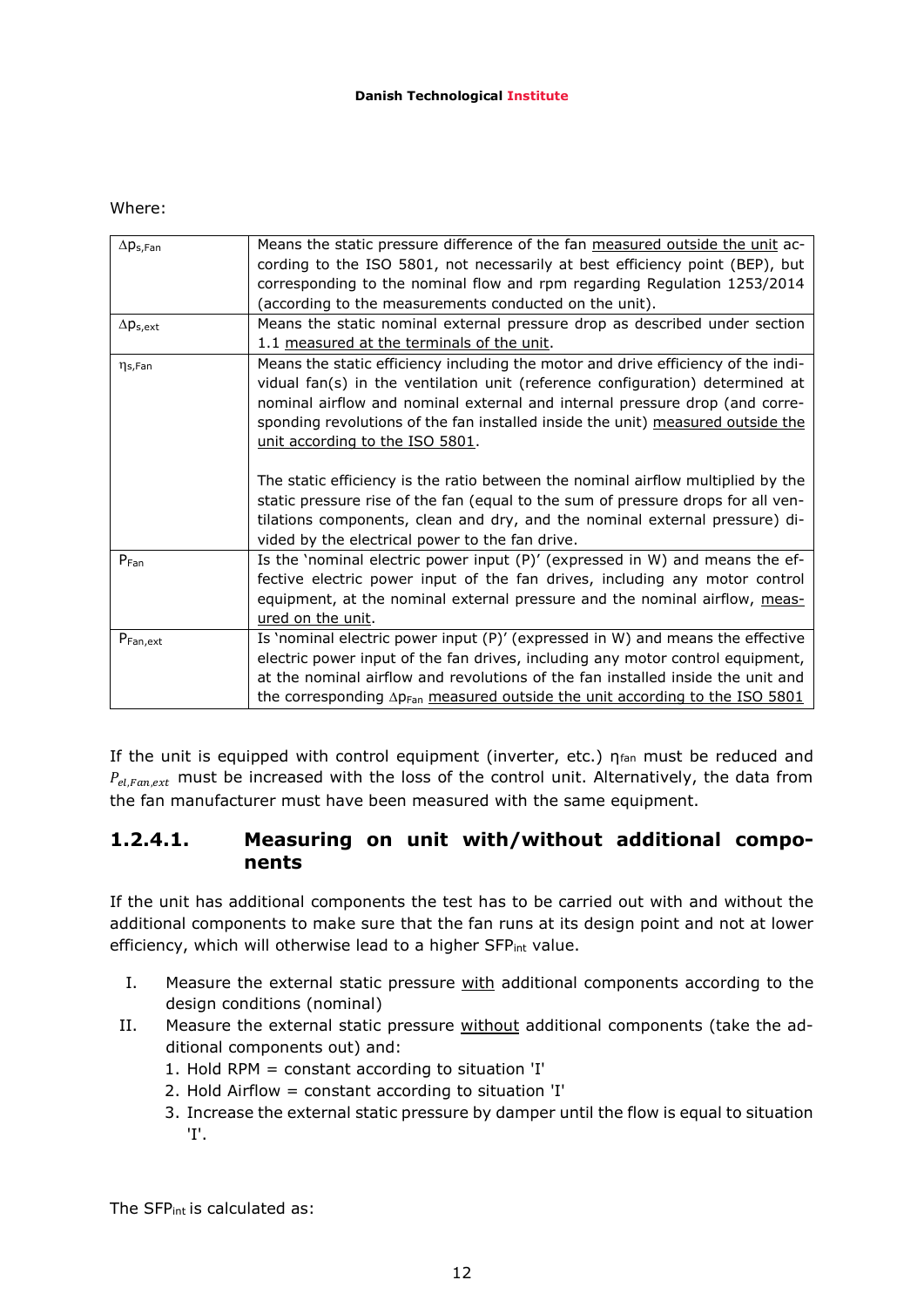Where:

| | |
|---|---|
| $\Delta p_{s,Fan}$ | Means the static pressure difference of the fan measured outside the unit according to the ISO 5801, not necessarily at best efficiency point (BEP), but corresponding to the nominal flow and rpm regarding Regulation 1253/2014 (according to the measurements conducted on the unit). |
| $\Delta p_{s,ext}$ | Means the static nominal external pressure drop as described under section 1.1 measured at the terminals of the unit. |
| $\eta_{s,Fan}$ | Means the static efficiency including the motor and drive efficiency of the individual fan(s) in the ventilation unit (reference configuration) determined at nominal airflow and nominal external and internal pressure drop (and corresponding revolutions of the fan installed inside the unit) measured outside the unit according to the ISO 5801.<br><br>The static efficiency is the ratio between the nominal airflow multiplied by the static pressure rise of the fan (equal to the sum of pressure drops for all ventilations components, clean and dry, and the nominal external pressure) divided by the electrical power to the fan drive. |
| $P_{Fan}$ | Is 'nominal electric power input (P)' (expressed in W) and means the effective electric power input of the fan drives, including any motor control equipment, at the nominal external pressure and the nominal airflow, measured on the unit. |
| $P_{Fan,ext}$ | Is 'nominal electric power input (P)' (expressed in W) and means the effective electric power input of the fan drives, including any motor control equipment, at the nominal airflow and revolutions of the fan installed inside the unit and the corresponding $\Delta p_{Fan}$ measured outside the unit according to the ISO 5801 |

If the unit is equipped with control equipment (inverter, etc.) $\eta_{fan}$ must be reduced and $P_{el,Fan,ext}$ must be increased with the loss of the control unit. Alternatively, the data from the fan manufacturer must have been measured with the same equipment.

### 1.2.4.1. Measuring on unit with/without additional components

If the unit has additional components the test has to be carried out with and without the additional components to make sure that the fan runs at its design point and not at lower efficiency, which will otherwise lead to a higher $SFP_{int}$ value.

I. Measure the external static pressure with additional components according to the design conditions (nominal)

II. Measure the external static pressure without additional components (take the additional components out) and:
   1. Hold RPM = constant according to situation 'I'
   2. Hold Airflow = constant according to situation 'I'
   3. Increase the external static pressure by damper until the flow is equal to situation 'I'.

The $SFP_{int}$ is calculated as: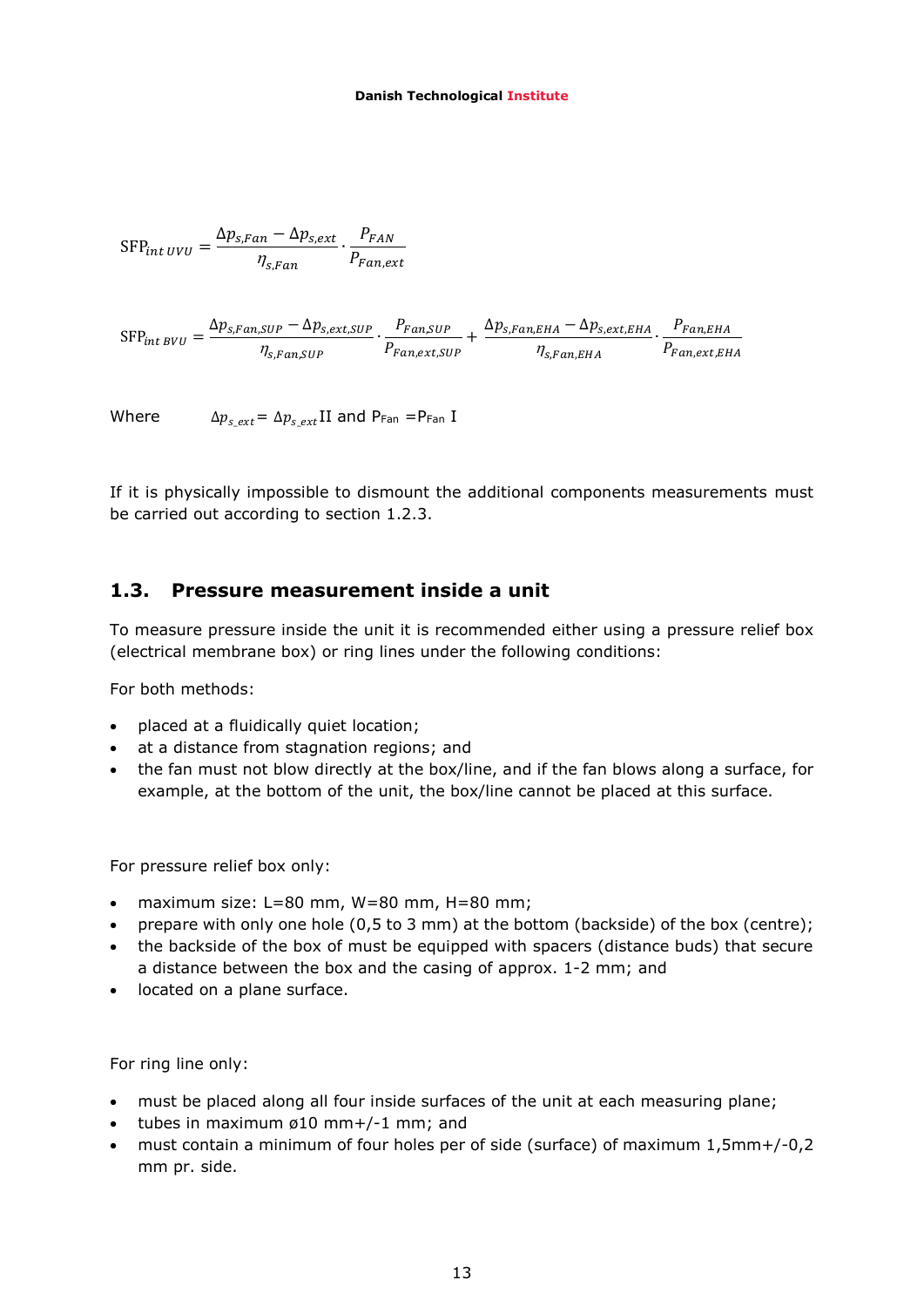$$\mathrm{SFP}_{int\ UVU} = \frac{\Delta p_{s,Fan} - \Delta p_{s,ext}}{\eta_{s,Fan}} \cdot \frac{P_{FAN}}{P_{Fan,ext}}$$

$$\mathrm{SFP}_{int\ BVU} = \frac{\Delta p_{s,Fan,SUP} - \Delta p_{s,ext,SUP}}{\eta_{s,Fan,SUP}} \cdot \frac{P_{Fan,SUP}}{P_{Fan,ext,SUP}} + \frac{\Delta p_{s,Fan,EHA} - \Delta p_{s,ext,EHA}}{\eta_{s,Fan,EHA}} \cdot \frac{P_{Fan,EHA}}{P_{Fan,ext,EHA}}$$

Where $\Delta p_{s\_ext} = \Delta p_{s\_ext}\mathrm{II}$ and $P_{Fan} = P_{Fan}\ \mathrm{I}$

If it is physically impossible to dismount the additional components measurements must be carried out according to section 1.2.3.

## 1.3. Pressure measurement inside a unit

To measure pressure inside the unit it is recommended either using a pressure relief box (electrical membrane box) or ring lines under the following conditions:

For both methods:

- placed at a fluidically quiet location;
- at a distance from stagnation regions; and
- the fan must not blow directly at the box/line, and if the fan blows along a surface, for example, at the bottom of the unit, the box/line cannot be placed at this surface.

For pressure relief box only:

- maximum size: L=80 mm, W=80 mm, H=80 mm;
- prepare with only one hole (0,5 to 3 mm) at the bottom (backside) of the box (centre);
- the backside of the box of must be equipped with spacers (distance buds) that secure a distance between the box and the casing of approx. 1-2 mm; and
- located on a plane surface.

For ring line only:

- must be placed along all four inside surfaces of the unit at each measuring plane;
- tubes in maximum ø10 mm+/-1 mm; and
- must contain a minimum of four holes per of side (surface) of maximum 1,5mm+/-0,2 mm pr. side.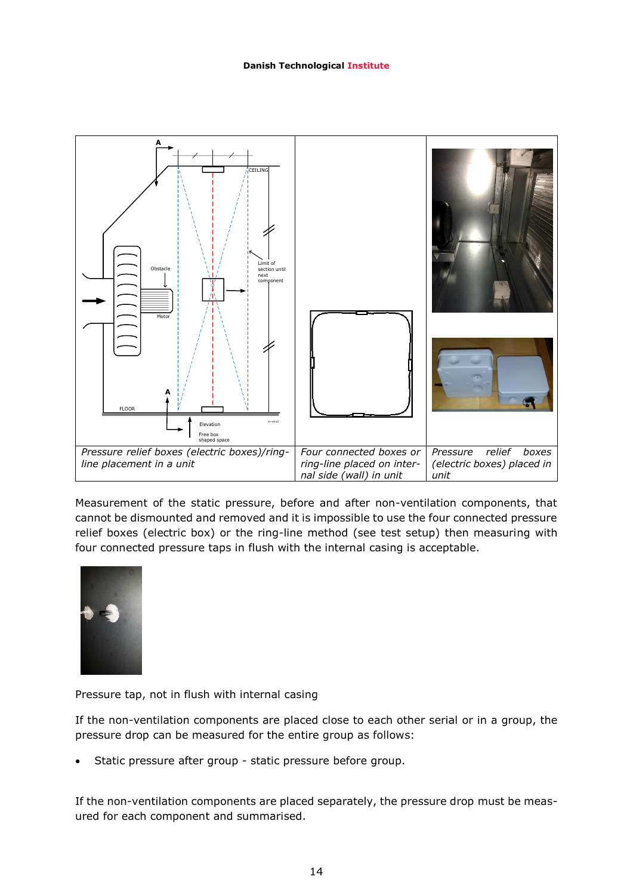| Pressure relief boxes (electric boxes)/ring-line placement in a unit | Four connected boxes or ring-line placed on internal side (wall) in unit | Pressure relief boxes (electric boxes) placed in unit |
|---|---|---|

Measurement of the static pressure, before and after non-ventilation components, that cannot be dismounted and removed and it is impossible to use the four connected pressure relief boxes (electric box) or the ring-line method (see test setup) then measuring with four connected pressure taps in flush with the internal casing is acceptable.

Pressure tap, not in flush with internal casing

If the non-ventilation components are placed close to each other serial or in a group, the pressure drop can be measured for the entire group as follows:

- Static pressure after group - static pressure before group.

If the non-ventilation components are placed separately, the pressure drop must be measured for each component and summarised.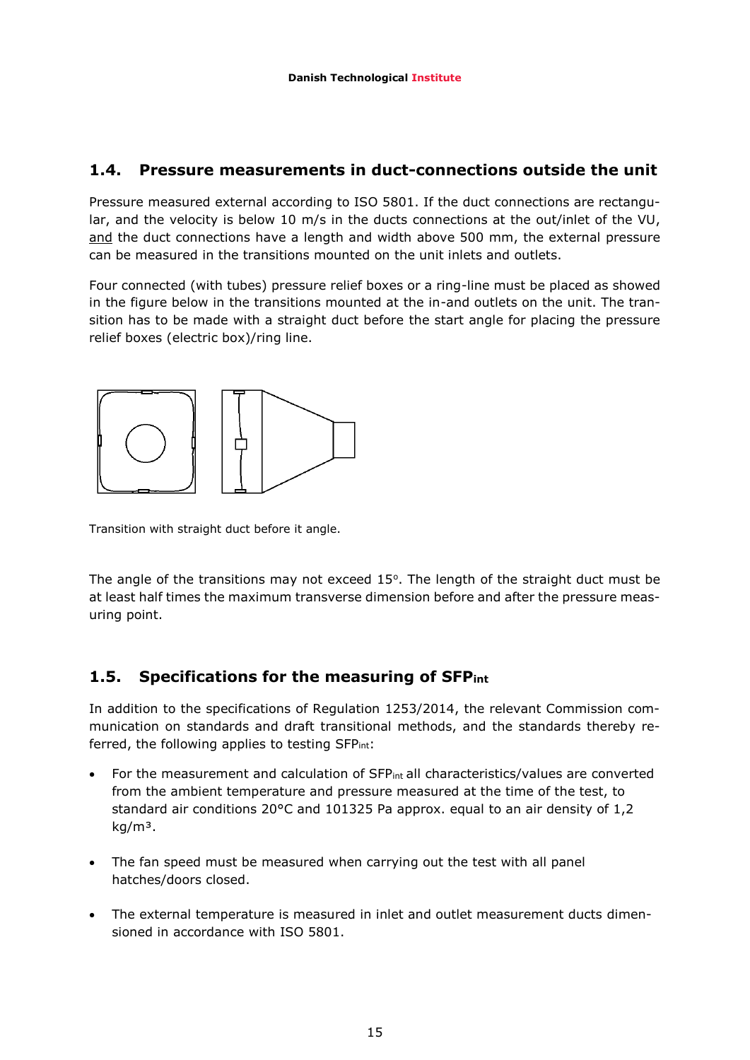## 1.4. Pressure measurements in duct-connections outside the unit

Pressure measured external according to ISO 5801. If the duct connections are rectangular, and the velocity is below 10 m/s in the ducts connections at the out/inlet of the VU, and the duct connections have a length and width above 500 mm, the external pressure can be measured in the transitions mounted on the unit inlets and outlets.

Four connected (with tubes) pressure relief boxes or a ring-line must be placed as showed in the figure below in the transitions mounted at the in-and outlets on the unit. The transition has to be made with a straight duct before the start angle for placing the pressure relief boxes (electric box)/ring line.

Transition with straight duct before it angle.

The angle of the transitions may not exceed 15°. The length of the straight duct must be at least half times the maximum transverse dimension before and after the pressure measuring point.

## 1.5. Specifications for the measuring of $SFP_{int}$

In addition to the specifications of Regulation 1253/2014, the relevant Commission communication on standards and draft transitional methods, and the standards thereby referred, the following applies to testing $SFP_{int}$:

- For the measurement and calculation of $SFP_{int}$ all characteristics/values are converted from the ambient temperature and pressure measured at the time of the test, to standard air conditions 20°C and 101325 Pa approx. equal to an air density of 1,2 kg/m³.

- The fan speed must be measured when carrying out the test with all panel hatches/doors closed.

- The external temperature is measured in inlet and outlet measurement ducts dimensioned in accordance with ISO 5801.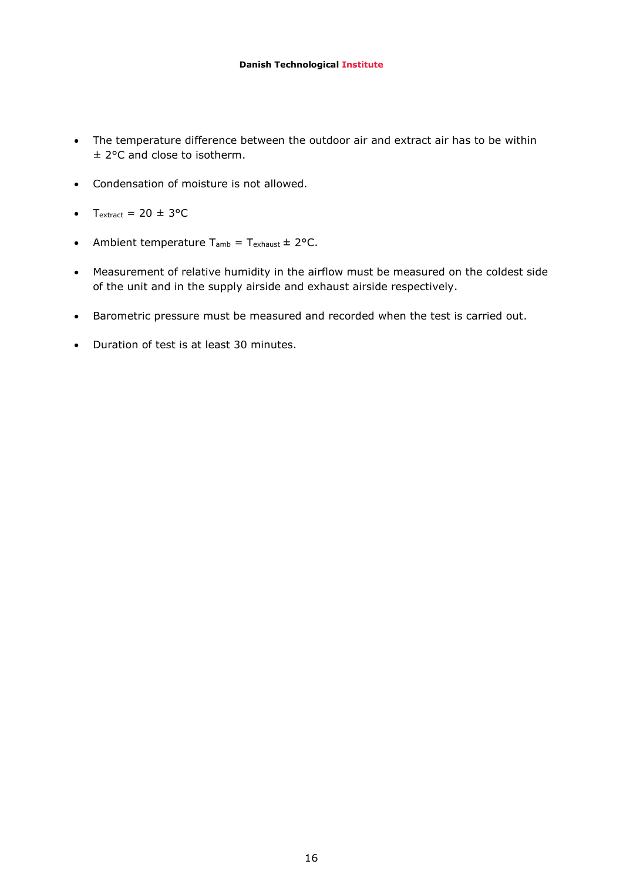- The temperature difference between the outdoor air and extract air has to be within ± 2°C and close to isotherm.
- Condensation of moisture is not allowed.
- $T_{extract}$ = 20 ± 3°C
- Ambient temperature $T_{amb}$ = $T_{exhaust}$ ± 2°C.
- Measurement of relative humidity in the airflow must be measured on the coldest side of the unit and in the supply airside and exhaust airside respectively.
- Barometric pressure must be measured and recorded when the test is carried out.
- Duration of test is at least 30 minutes.